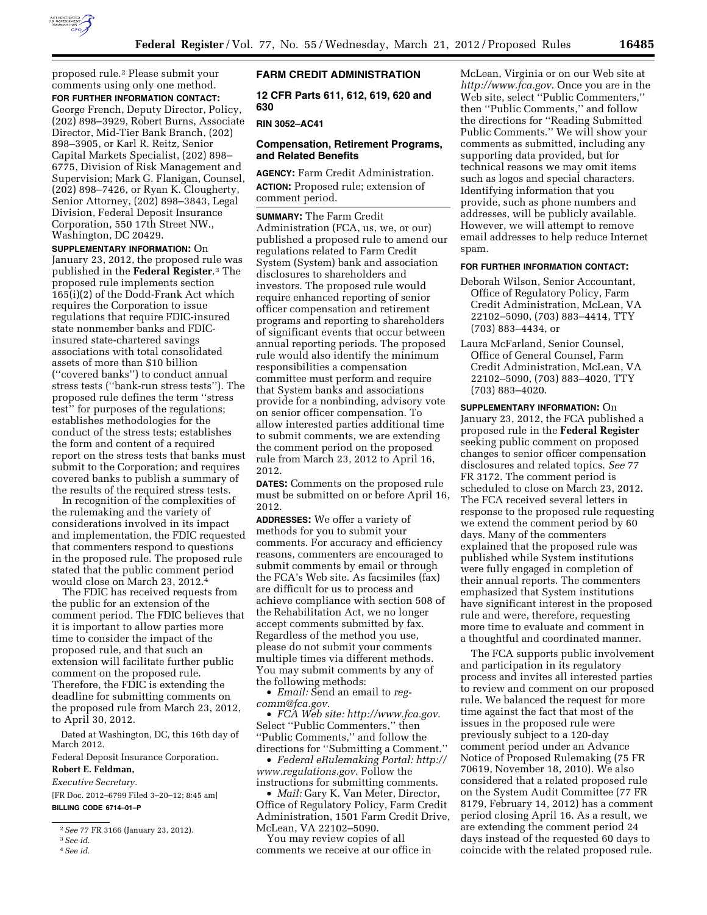proposed rule.[2] Please submit your comments using only one method.

**FOR FURTHER INFORMATION CONTACT:** George French, Deputy Director, Policy, (202) 898–3929, Robert Burns, Associate Director, Mid-Tier Bank Branch, (202) 898–3905, or Karl R. Reitz, Senior Capital Markets Specialist, (202) 898–6775, Division of Risk Management and Supervision; Mark G. Flanigan, Counsel, (202) 898–7426, or Ryan K. Clougherty, Senior Attorney, (202) 898–3843, Legal Division, Federal Deposit Insurance Corporation, 550 17th Street NW., Washington, DC 20429.

**SUPPLEMENTARY INFORMATION:** On January 23, 2012, the proposed rule was published in the **Federal Register**.[3] The proposed rule implements section 165(i)(2) of the Dodd-Frank Act which requires the Corporation to issue regulations that require FDIC-insured state nonmember banks and FDIC-insured state-chartered savings associations with total consolidated assets of more than $10 billion (''covered banks'') to conduct annual stress tests (''bank-run stress tests''). The proposed rule defines the term ''stress test'' for purposes of the regulations; establishes methodologies for the conduct of the stress tests; establishes the form and content of a required report on the stress tests that banks must submit to the Corporation; and requires covered banks to publish a summary of the results of the required stress tests.

In recognition of the complexities of the rulemaking and the variety of considerations involved in its impact and implementation, the FDIC requested that commenters respond to questions in the proposed rule. The proposed rule stated that the public comment period would close on March 23, 2012.[4]

The FDIC has received requests from the public for an extension of the comment period. The FDIC believes that it is important to allow parties more time to consider the impact of the proposed rule, and that such an extension will facilitate further public comment on the proposed rule. Therefore, the FDIC is extending the deadline for submitting comments on the proposed rule from March 23, 2012, to April 30, 2012.

Dated at Washington, DC, this 16th day of March 2012.

Federal Deposit Insurance Corporation.

**Robert E. Feldman,**

*Executive Secretary.*

[FR Doc. 2012–6799 Filed 3–20–12; 8:45 am]

**BILLING CODE 6714–01–P**

[2] *See* 77 FR 3166 (January 23, 2012).

[3] *See id.*

[4] *See id.*

## FARM CREDIT ADMINISTRATION

### 12 CFR Parts 611, 612, 619, 620 and 630

**RIN 3052–AC41**

### Compensation, Retirement Programs, and Related Benefits

**AGENCY:** Farm Credit Administration.

**ACTION:** Proposed rule; extension of comment period.

**SUMMARY:** The Farm Credit Administration (FCA, us, we, or our) published a proposed rule to amend our regulations related to Farm Credit System (System) bank and association disclosures to shareholders and investors. The proposed rule would require enhanced reporting of senior officer compensation and retirement programs and reporting to shareholders of significant events that occur between annual reporting periods. The proposed rule would also identify the minimum responsibilities a compensation committee must perform and require that System banks and associations provide for a nonbinding, advisory vote on senior officer compensation. To allow interested parties additional time to submit comments, we are extending the comment period on the proposed rule from March 23, 2012 to April 16, 2012.

**DATES:** Comments on the proposed rule must be submitted on or before April 16, 2012.

**ADDRESSES:** We offer a variety of methods for you to submit your comments. For accuracy and efficiency reasons, commenters are encouraged to submit comments by email or through the FCA's Web site. As facsimiles (fax) are difficult for us to process and achieve compliance with section 508 of the Rehabilitation Act, we no longer accept comments submitted by fax. Regardless of the method you use, please do not submit your comments multiple times via different methods. You may submit comments by any of the following methods:

- *Email:* Send an email to *reg-comm@fca.gov*.
- *FCA Web site: http://www.fca.gov*. Select ''Public Commenters,'' then ''Public Comments,'' and follow the directions for ''Submitting a Comment.''
- *Federal eRulemaking Portal: http://www.regulations.gov*. Follow the instructions for submitting comments.
- *Mail:* Gary K. Van Meter, Director, Office of Regulatory Policy, Farm Credit Administration, 1501 Farm Credit Drive, McLean, VA 22102–5090.

You may review copies of all comments we receive at our office in McLean, Virginia or on our Web site at *http://www.fca.gov*. Once you are in the Web site, select ''Public Commenters,'' then ''Public Comments,'' and follow the directions for ''Reading Submitted Public Comments.'' We will show your comments as submitted, including any supporting data provided, but for technical reasons we may omit items such as logos and special characters. Identifying information that you provide, such as phone numbers and addresses, will be publicly available. However, we will attempt to remove email addresses to help reduce Internet spam.

**FOR FURTHER INFORMATION CONTACT:**

Deborah Wilson, Senior Accountant, Office of Regulatory Policy, Farm Credit Administration, McLean, VA 22102–5090, (703) 883–4414, TTY (703) 883–4434, or

Laura McFarland, Senior Counsel, Office of General Counsel, Farm Credit Administration, McLean, VA 22102–5090, (703) 883–4020, TTY (703) 883–4020.

**SUPPLEMENTARY INFORMATION:** On January 23, 2012, the FCA published a proposed rule in the **Federal Register** seeking public comment on proposed changes to senior officer compensation disclosures and related topics. *See* 77 FR 3172. The comment period is scheduled to close on March 23, 2012. The FCA received several letters in response to the proposed rule requesting we extend the comment period by 60 days. Many of the commenters explained that the proposed rule was published while System institutions were fully engaged in completion of their annual reports. The commenters emphasized that System institutions have significant interest in the proposed rule and were, therefore, requesting more time to evaluate and comment in a thoughtful and coordinated manner.

The FCA supports public involvement and participation in its regulatory process and invites all interested parties to review and comment on our proposed rule. We balanced the request for more time against the fact that most of the issues in the proposed rule were previously subject to a 120-day comment period under an Advance Notice of Proposed Rulemaking (75 FR 70619, November 18, 2010). We also considered that a related proposed rule on the System Audit Committee (77 FR 8179, February 14, 2012) has a comment period closing April 16. As a result, we are extending the comment period 24 days instead of the requested 60 days to coincide with the related proposed rule.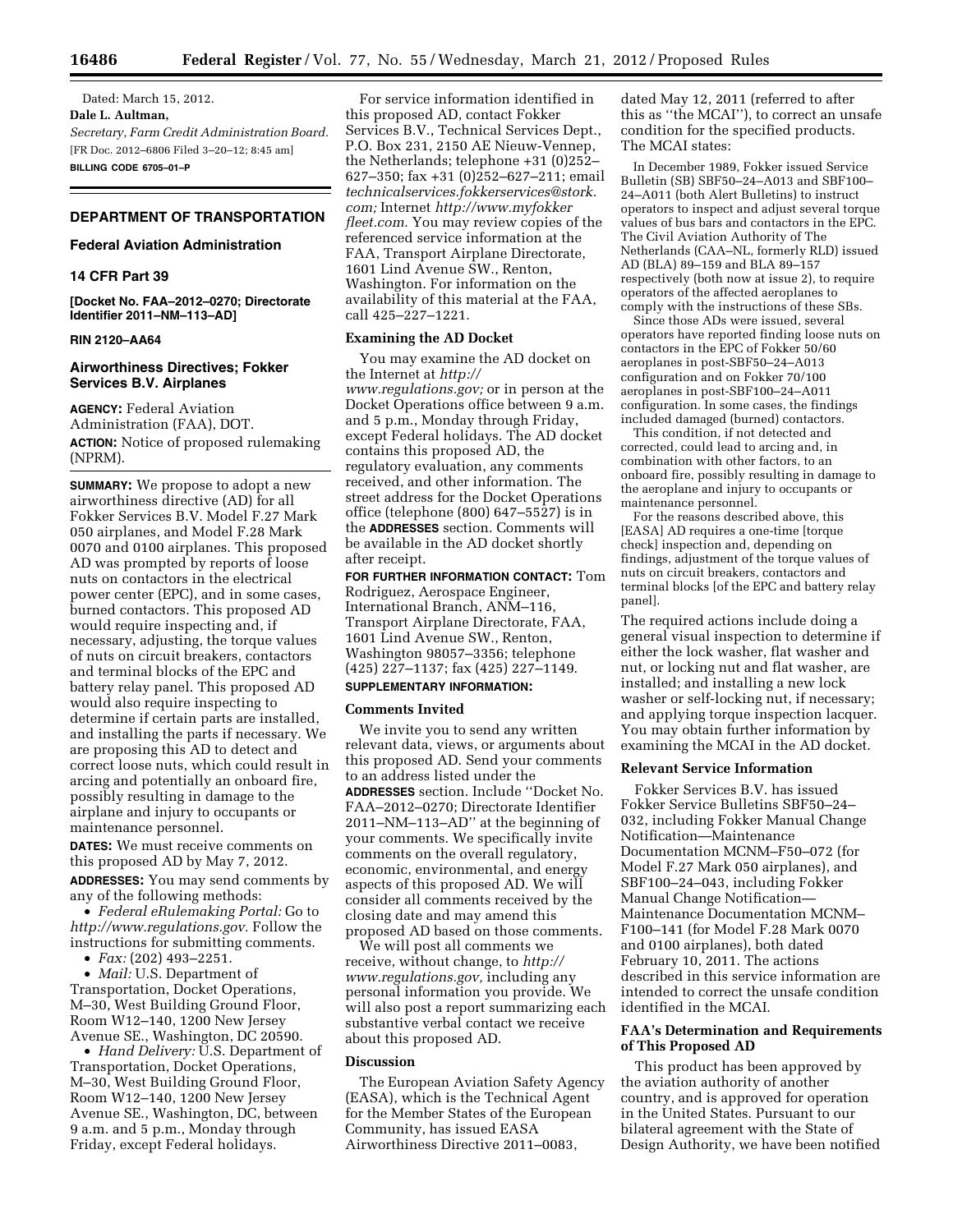Dated: March 15, 2012.

**Dale L. Aultman,**

*Secretary, Farm Credit Administration Board.*

[FR Doc. 2012–6806 Filed 3–20–12; 8:45 am]

**BILLING CODE 6705–01–P**

## DEPARTMENT OF TRANSPORTATION

### Federal Aviation Administration

### 14 CFR Part 39

**[Docket No. FAA–2012–0270; Directorate Identifier 2011–NM–113–AD]**

**RIN 2120–AA64**

### Airworthiness Directives; Fokker Services B.V. Airplanes

**AGENCY:** Federal Aviation Administration (FAA), DOT.

**ACTION:** Notice of proposed rulemaking (NPRM).

**SUMMARY:** We propose to adopt a new airworthiness directive (AD) for all Fokker Services B.V. Model F.27 Mark 050 airplanes, and Model F.28 Mark 0070 and 0100 airplanes. This proposed AD was prompted by reports of loose nuts on contactors in the electrical power center (EPC), and in some cases, burned contactors. This proposed AD would require inspecting and, if necessary, adjusting, the torque values of nuts on circuit breakers, contactors and terminal blocks of the EPC and battery relay panel. This proposed AD would also require inspecting to determine if certain parts are installed, and installing the parts if necessary. We are proposing this AD to detect and correct loose nuts, which could result in arcing and potentially an onboard fire, possibly resulting in damage to the airplane and injury to occupants or maintenance personnel.

**DATES:** We must receive comments on this proposed AD by May 7, 2012.

**ADDRESSES:** You may send comments by any of the following methods:

- *Federal eRulemaking Portal:* Go to *http://www.regulations.gov.* Follow the instructions for submitting comments.
- *Fax:* (202) 493–2251.
- *Mail:* U.S. Department of Transportation, Docket Operations, M–30, West Building Ground Floor, Room W12–140, 1200 New Jersey Avenue SE., Washington, DC 20590.
- *Hand Delivery:* U.S. Department of Transportation, Docket Operations, M–30, West Building Ground Floor, Room W12–140, 1200 New Jersey Avenue SE., Washington, DC, between 9 a.m. and 5 p.m., Monday through Friday, except Federal holidays.

For service information identified in this proposed AD, contact Fokker Services B.V., Technical Services Dept., P.O. Box 231, 2150 AE Nieuw-Vennep, the Netherlands; telephone +31 (0)252–627–350; fax +31 (0)252–627–211; email *technicalservices.fokkerservices@stork.com;* Internet *http://www.myfokkerfleet.com.* You may review copies of the referenced service information at the FAA, Transport Airplane Directorate, 1601 Lind Avenue SW., Renton, Washington. For information on the availability of this material at the FAA, call 425–227–1221.

#### Examining the AD Docket

You may examine the AD docket on the Internet at *http://www.regulations.gov;* or in person at the Docket Operations office between 9 a.m. and 5 p.m., Monday through Friday, except Federal holidays. The AD docket contains this proposed AD, the regulatory evaluation, any comments received, and other information. The street address for the Docket Operations office (telephone (800) 647–5527) is in the **ADDRESSES** section. Comments will be available in the AD docket shortly after receipt.

**FOR FURTHER INFORMATION CONTACT:** Tom Rodriguez, Aerospace Engineer, International Branch, ANM–116, Transport Airplane Directorate, FAA, 1601 Lind Avenue SW., Renton, Washington 98057–3356; telephone (425) 227–1137; fax (425) 227–1149.

**SUPPLEMENTARY INFORMATION:**

#### Comments Invited

We invite you to send any written relevant data, views, or arguments about this proposed AD. Send your comments to an address listed under the **ADDRESSES** section. Include ''Docket No. FAA–2012–0270; Directorate Identifier 2011–NM–113–AD'' at the beginning of your comments. We specifically invite comments on the overall regulatory, economic, environmental, and energy aspects of this proposed AD. We will consider all comments received by the closing date and may amend this proposed AD based on those comments.

We will post all comments we receive, without change, to *http://www.regulations.gov,* including any personal information you provide. We will also post a report summarizing each substantive verbal contact we receive about this proposed AD.

#### Discussion

The European Aviation Safety Agency (EASA), which is the Technical Agent for the Member States of the European Community, has issued EASA Airworthiness Directive 2011–0083, dated May 12, 2011 (referred to after this as ''the MCAI''), to correct an unsafe condition for the specified products. The MCAI states:

> In December 1989, Fokker issued Service Bulletin (SB) SBF50–24–A013 and SBF100–24–A011 (both Alert Bulletins) to instruct operators to inspect and adjust several torque values of bus bars and contactors in the EPC. The Civil Aviation Authority of The Netherlands (CAA–NL, formerly RLD) issued AD (BLA) 89–159 and BLA 89–157 respectively (both now at issue 2), to require operators of the affected aeroplanes to comply with the instructions of these SBs.
>
> Since those ADs were issued, several operators have reported finding loose nuts on contactors in the EPC of Fokker 50/60 aeroplanes in post-SBF50–24–A013 configuration and on Fokker 70/100 aeroplanes in post-SBF100–24–A011 configuration. In some cases, the findings included damaged (burned) contactors.
>
> This condition, if not detected and corrected, could lead to arcing and, in combination with other factors, to an onboard fire, possibly resulting in damage to the aeroplane and injury to occupants or maintenance personnel.
>
> For the reasons described above, this [EASA] AD requires a one-time [torque check] inspection and, depending on findings, adjustment of the torque values of nuts on circuit breakers, contactors and terminal blocks [of the EPC and battery relay panel].

The required actions include doing a general visual inspection to determine if either the lock washer, flat washer and nut, or locking nut and flat washer, are installed; and installing a new lock washer or self-locking nut, if necessary; and applying torque inspection lacquer. You may obtain further information by examining the MCAI in the AD docket.

#### Relevant Service Information

Fokker Services B.V. has issued Fokker Service Bulletins SBF50–24–032, including Fokker Manual Change Notification—Maintenance Documentation MCNM–F50–072 (for Model F.27 Mark 050 airplanes), and SBF100–24–043, including Fokker Manual Change Notification—Maintenance Documentation MCNM–F100–141 (for Model F.28 Mark 0070 and 0100 airplanes), both dated February 10, 2011. The actions described in this service information are intended to correct the unsafe condition identified in the MCAI.

#### FAA's Determination and Requirements of This Proposed AD

This product has been approved by the aviation authority of another country, and is approved for operation in the United States. Pursuant to our bilateral agreement with the State of Design Authority, we have been notified